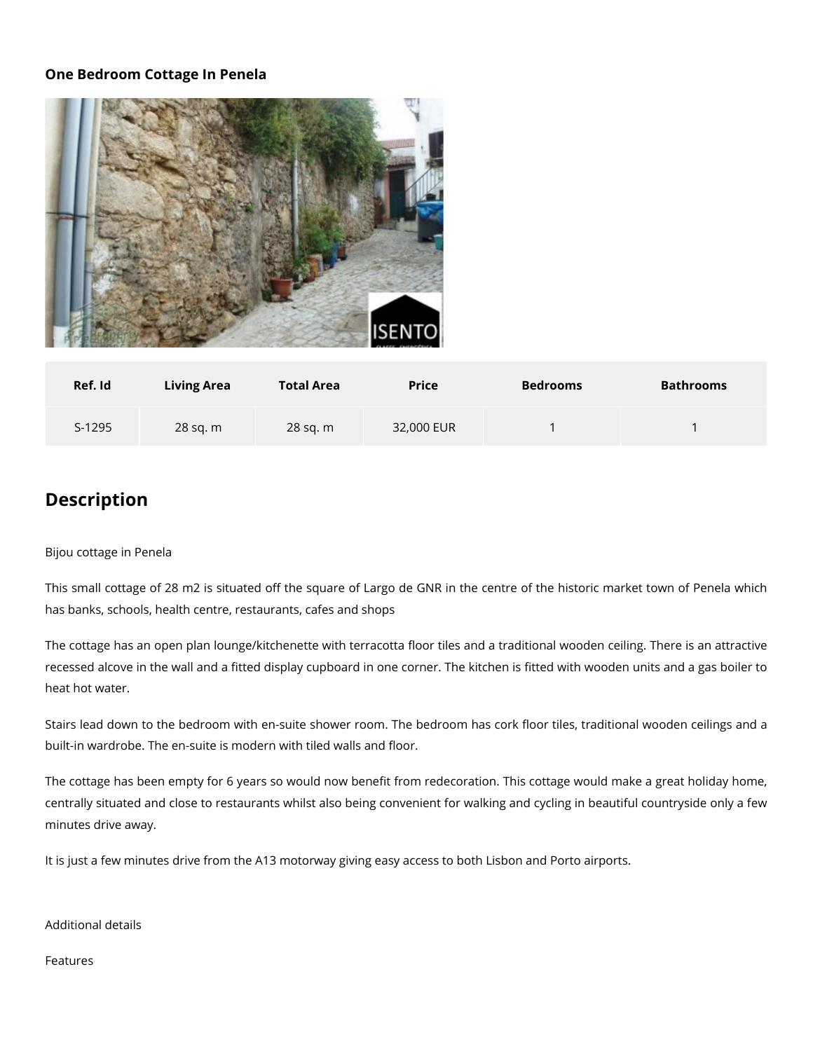**One Bedroom Cottage In Penela**

| Ref. Id | Living Area | Total Area | Price | Bedrooms | Bathrooms |
|---|---|---|---|---|---|
| S-1295 | 28 sq. m | 28 sq. m | 32,000 EUR | 1 | 1 |

## Description

Bijou cottage in Penela

This small cottage of 28 m2 is situated off the square of Largo de GNR in the centre of the historic market town of Penela which has banks, schools, health centre, restaurants, cafes and shops

The cottage has an open plan lounge/kitchenette with terracotta floor tiles and a traditional wooden ceiling. There is an attractive recessed alcove in the wall and a fitted display cupboard in one corner. The kitchen is fitted with wooden units and a gas boiler to heat hot water.

Stairs lead down to the bedroom with en-suite shower room. The bedroom has cork floor tiles, traditional wooden ceilings and a built-in wardrobe. The en-suite is modern with tiled walls and floor.

The cottage has been empty for 6 years so would now benefit from redecoration. This cottage would make a great holiday home, centrally situated and close to restaurants whilst also being convenient for walking and cycling in beautiful countryside only a few minutes drive away.

It is just a few minutes drive from the A13 motorway giving easy access to both Lisbon and Porto airports.

Additional details

Features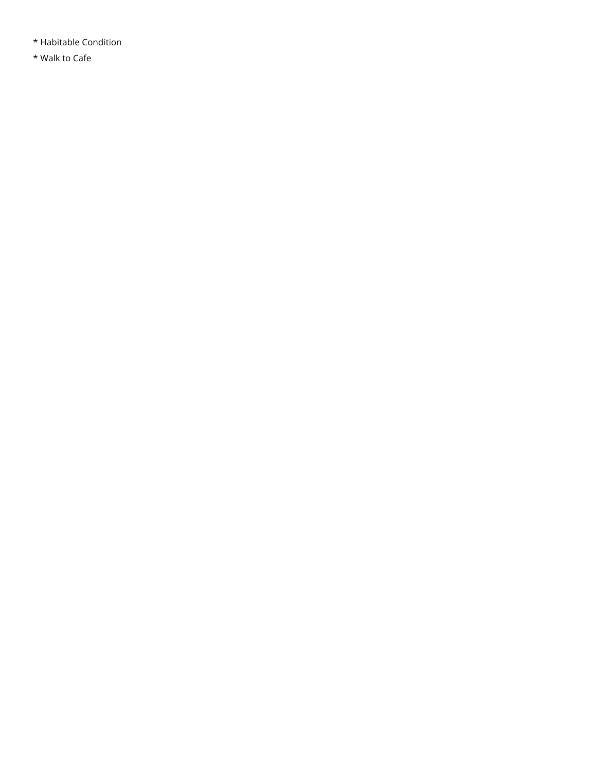* Habitable Condition
* Walk to Cafe